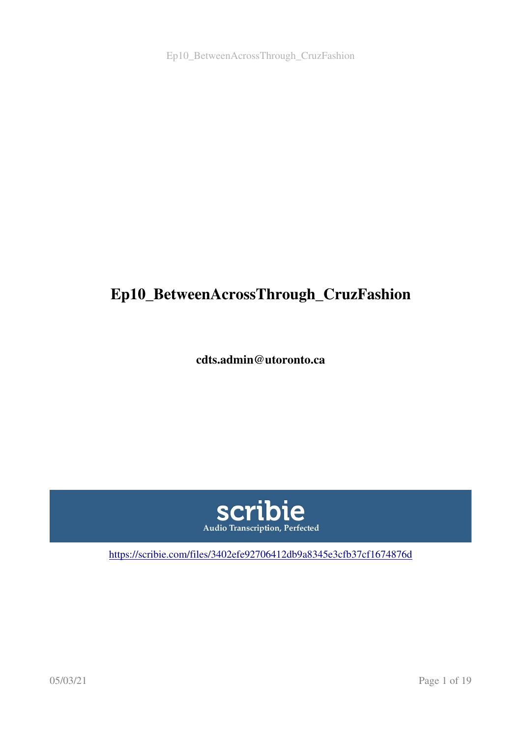# Ep10_BetweenAcrossThrough_CruzFashion

**cdts.admin@utoronto.ca**

scribie
Audio Transcription, Perfected

https://scribie.com/files/3402efe92706412db9a8345e3cfb37cf1674876d

05/03/21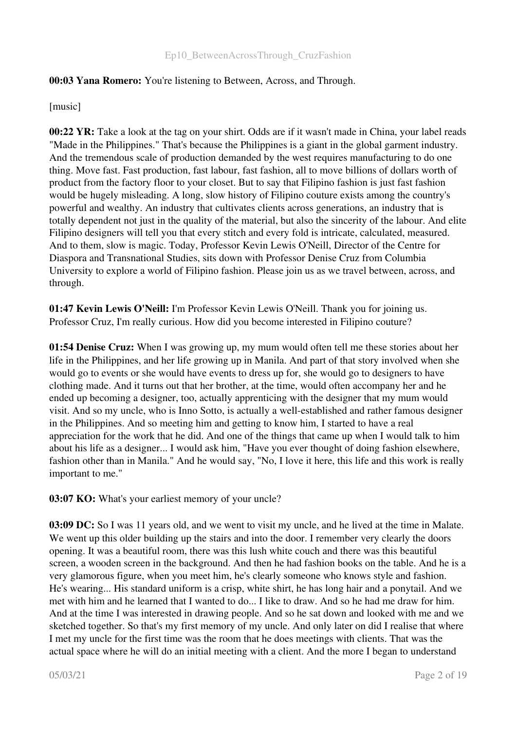**00:03 Yana Romero:** You're listening to Between, Across, and Through.

[music]

**00:22 YR:** Take a look at the tag on your shirt. Odds are if it wasn't made in China, your label reads "Made in the Philippines." That's because the Philippines is a giant in the global garment industry. And the tremendous scale of production demanded by the west requires manufacturing to do one thing. Move fast. Fast production, fast labour, fast fashion, all to move billions of dollars worth of product from the factory floor to your closet. But to say that Filipino fashion is just fast fashion would be hugely misleading. A long, slow history of Filipino couture exists among the country's powerful and wealthy. An industry that cultivates clients across generations, an industry that is totally dependent not just in the quality of the material, but also the sincerity of the labour. And elite Filipino designers will tell you that every stitch and every fold is intricate, calculated, measured. And to them, slow is magic. Today, Professor Kevin Lewis O'Neill, Director of the Centre for Diaspora and Transnational Studies, sits down with Professor Denise Cruz from Columbia University to explore a world of Filipino fashion. Please join us as we travel between, across, and through.

**01:47 Kevin Lewis O'Neill:** I'm Professor Kevin Lewis O'Neill. Thank you for joining us. Professor Cruz, I'm really curious. How did you become interested in Filipino couture?

**01:54 Denise Cruz:** When I was growing up, my mum would often tell me these stories about her life in the Philippines, and her life growing up in Manila. And part of that story involved when she would go to events or she would have events to dress up for, she would go to designers to have clothing made. And it turns out that her brother, at the time, would often accompany her and he ended up becoming a designer, too, actually apprenticing with the designer that my mum would visit. And so my uncle, who is Inno Sotto, is actually a well-established and rather famous designer in the Philippines. And so meeting him and getting to know him, I started to have a real appreciation for the work that he did. And one of the things that came up when I would talk to him about his life as a designer... I would ask him, "Have you ever thought of doing fashion elsewhere, fashion other than in Manila." And he would say, "No, I love it here, this life and this work is really important to me."

**03:07 KO:** What's your earliest memory of your uncle?

**03:09 DC:** So I was 11 years old, and we went to visit my uncle, and he lived at the time in Malate. We went up this older building up the stairs and into the door. I remember very clearly the doors opening. It was a beautiful room, there was this lush white couch and there was this beautiful screen, a wooden screen in the background. And then he had fashion books on the table. And he is a very glamorous figure, when you meet him, he's clearly someone who knows style and fashion. He's wearing... His standard uniform is a crisp, white shirt, he has long hair and a ponytail. And we met with him and he learned that I wanted to do... I like to draw. And so he had me draw for him. And at the time I was interested in drawing people. And so he sat down and looked with me and we sketched together. So that's my first memory of my uncle. And only later on did I realise that where I met my uncle for the first time was the room that he does meetings with clients. That was the actual space where he will do an initial meeting with a client. And the more I began to understand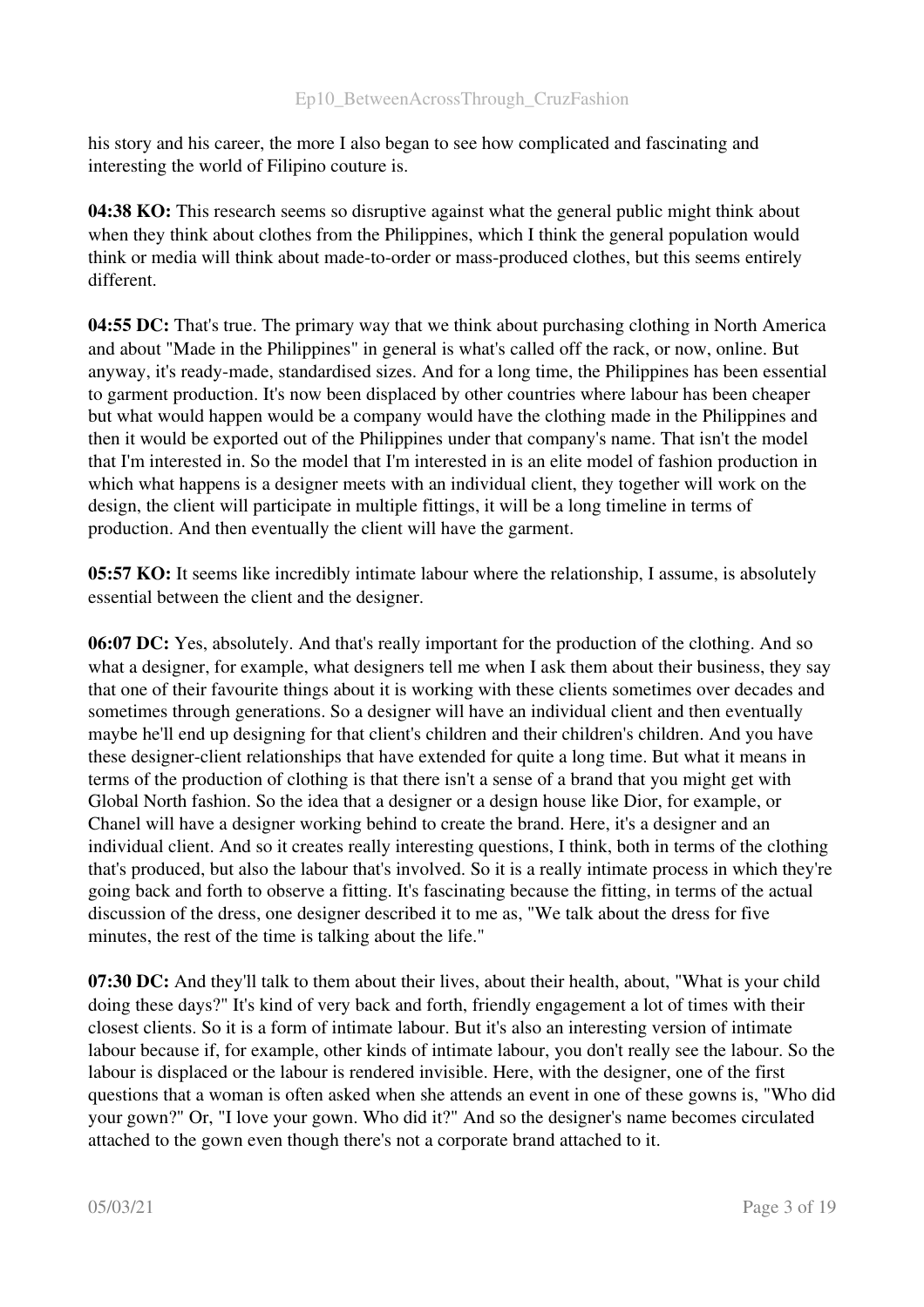his story and his career, the more I also began to see how complicated and fascinating and interesting the world of Filipino couture is.

**04:38 KO:** This research seems so disruptive against what the general public might think about when they think about clothes from the Philippines, which I think the general population would think or media will think about made-to-order or mass-produced clothes, but this seems entirely different.

**04:55 DC:** That's true. The primary way that we think about purchasing clothing in North America and about "Made in the Philippines" in general is what's called off the rack, or now, online. But anyway, it's ready-made, standardised sizes. And for a long time, the Philippines has been essential to garment production. It's now been displaced by other countries where labour has been cheaper but what would happen would be a company would have the clothing made in the Philippines and then it would be exported out of the Philippines under that company's name. That isn't the model that I'm interested in. So the model that I'm interested in is an elite model of fashion production in which what happens is a designer meets with an individual client, they together will work on the design, the client will participate in multiple fittings, it will be a long timeline in terms of production. And then eventually the client will have the garment.

**05:57 KO:** It seems like incredibly intimate labour where the relationship, I assume, is absolutely essential between the client and the designer.

**06:07 DC:** Yes, absolutely. And that's really important for the production of the clothing. And so what a designer, for example, what designers tell me when I ask them about their business, they say that one of their favourite things about it is working with these clients sometimes over decades and sometimes through generations. So a designer will have an individual client and then eventually maybe he'll end up designing for that client's children and their children's children. And you have these designer-client relationships that have extended for quite a long time. But what it means in terms of the production of clothing is that there isn't a sense of a brand that you might get with Global North fashion. So the idea that a designer or a design house like Dior, for example, or Chanel will have a designer working behind to create the brand. Here, it's a designer and an individual client. And so it creates really interesting questions, I think, both in terms of the clothing that's produced, but also the labour that's involved. So it is a really intimate process in which they're going back and forth to observe a fitting. It's fascinating because the fitting, in terms of the actual discussion of the dress, one designer described it to me as, "We talk about the dress for five minutes, the rest of the time is talking about the life."

**07:30 DC:** And they'll talk to them about their lives, about their health, about, "What is your child doing these days?" It's kind of very back and forth, friendly engagement a lot of times with their closest clients. So it is a form of intimate labour. But it's also an interesting version of intimate labour because if, for example, other kinds of intimate labour, you don't really see the labour. So the labour is displaced or the labour is rendered invisible. Here, with the designer, one of the first questions that a woman is often asked when she attends an event in one of these gowns is, "Who did your gown?" Or, "I love your gown. Who did it?" And so the designer's name becomes circulated attached to the gown even though there's not a corporate brand attached to it.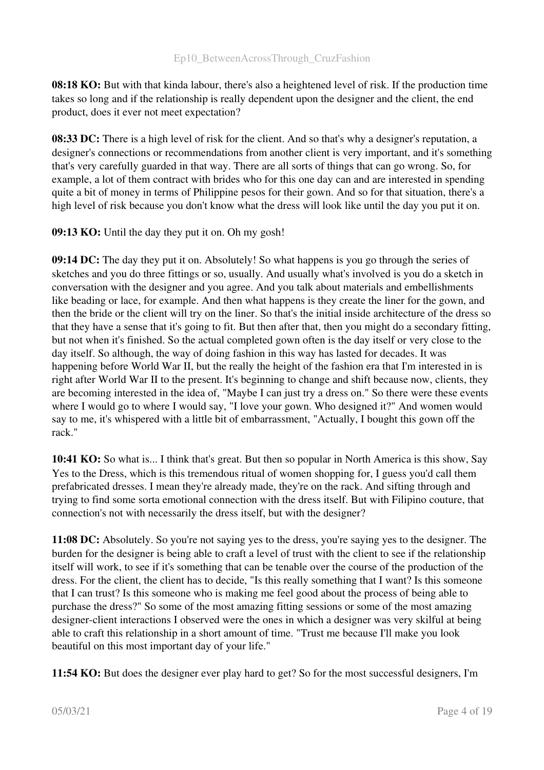**08:18 KO:** But with that kinda labour, there's also a heightened level of risk. If the production time takes so long and if the relationship is really dependent upon the designer and the client, the end product, does it ever not meet expectation?

**08:33 DC:** There is a high level of risk for the client. And so that's why a designer's reputation, a designer's connections or recommendations from another client is very important, and it's something that's very carefully guarded in that way. There are all sorts of things that can go wrong. So, for example, a lot of them contract with brides who for this one day can and are interested in spending quite a bit of money in terms of Philippine pesos for their gown. And so for that situation, there's a high level of risk because you don't know what the dress will look like until the day you put it on.

**09:13 KO:** Until the day they put it on. Oh my gosh!

**09:14 DC:** The day they put it on. Absolutely! So what happens is you go through the series of sketches and you do three fittings or so, usually. And usually what's involved is you do a sketch in conversation with the designer and you agree. And you talk about materials and embellishments like beading or lace, for example. And then what happens is they create the liner for the gown, and then the bride or the client will try on the liner. So that's the initial inside architecture of the dress so that they have a sense that it's going to fit. But then after that, then you might do a secondary fitting, but not when it's finished. So the actual completed gown often is the day itself or very close to the day itself. So although, the way of doing fashion in this way has lasted for decades. It was happening before World War II, but the really the height of the fashion era that I'm interested in is right after World War II to the present. It's beginning to change and shift because now, clients, they are becoming interested in the idea of, "Maybe I can just try a dress on." So there were these events where I would go to where I would say, "I love your gown. Who designed it?" And women would say to me, it's whispered with a little bit of embarrassment, "Actually, I bought this gown off the rack."

**10:41 KO:** So what is... I think that's great. But then so popular in North America is this show, Say Yes to the Dress, which is this tremendous ritual of women shopping for, I guess you'd call them prefabricated dresses. I mean they're already made, they're on the rack. And sifting through and trying to find some sorta emotional connection with the dress itself. But with Filipino couture, that connection's not with necessarily the dress itself, but with the designer?

**11:08 DC:** Absolutely. So you're not saying yes to the dress, you're saying yes to the designer. The burden for the designer is being able to craft a level of trust with the client to see if the relationship itself will work, to see if it's something that can be tenable over the course of the production of the dress. For the client, the client has to decide, "Is this really something that I want? Is this someone that I can trust? Is this someone who is making me feel good about the process of being able to purchase the dress?" So some of the most amazing fitting sessions or some of the most amazing designer-client interactions I observed were the ones in which a designer was very skilful at being able to craft this relationship in a short amount of time. "Trust me because I'll make you look beautiful on this most important day of your life."

**11:54 KO:** But does the designer ever play hard to get? So for the most successful designers, I'm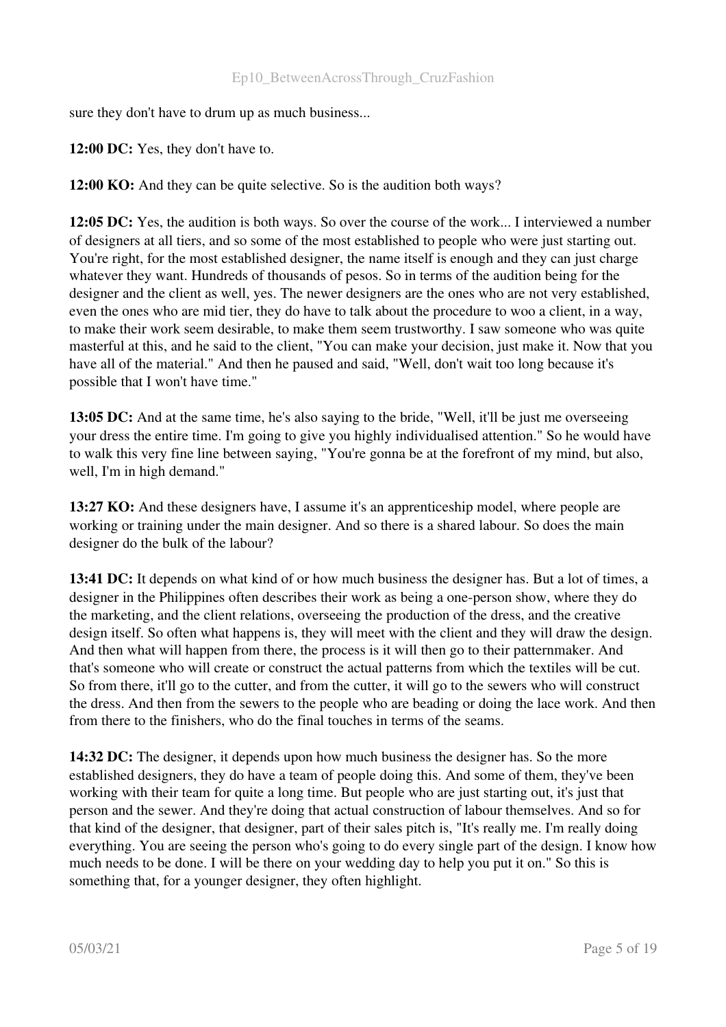sure they don't have to drum up as much business...

**12:00 DC:** Yes, they don't have to.

**12:00 KO:** And they can be quite selective. So is the audition both ways?

**12:05 DC:** Yes, the audition is both ways. So over the course of the work... I interviewed a number of designers at all tiers, and so some of the most established to people who were just starting out. You're right, for the most established designer, the name itself is enough and they can just charge whatever they want. Hundreds of thousands of pesos. So in terms of the audition being for the designer and the client as well, yes. The newer designers are the ones who are not very established, even the ones who are mid tier, they do have to talk about the procedure to woo a client, in a way, to make their work seem desirable, to make them seem trustworthy. I saw someone who was quite masterful at this, and he said to the client, "You can make your decision, just make it. Now that you have all of the material." And then he paused and said, "Well, don't wait too long because it's possible that I won't have time."

**13:05 DC:** And at the same time, he's also saying to the bride, "Well, it'll be just me overseeing your dress the entire time. I'm going to give you highly individualised attention." So he would have to walk this very fine line between saying, "You're gonna be at the forefront of my mind, but also, well, I'm in high demand."

**13:27 KO:** And these designers have, I assume it's an apprenticeship model, where people are working or training under the main designer. And so there is a shared labour. So does the main designer do the bulk of the labour?

**13:41 DC:** It depends on what kind of or how much business the designer has. But a lot of times, a designer in the Philippines often describes their work as being a one-person show, where they do the marketing, and the client relations, overseeing the production of the dress, and the creative design itself. So often what happens is, they will meet with the client and they will draw the design. And then what will happen from there, the process is it will then go to their patternmaker. And that's someone who will create or construct the actual patterns from which the textiles will be cut. So from there, it'll go to the cutter, and from the cutter, it will go to the sewers who will construct the dress. And then from the sewers to the people who are beading or doing the lace work. And then from there to the finishers, who do the final touches in terms of the seams.

**14:32 DC:** The designer, it depends upon how much business the designer has. So the more established designers, they do have a team of people doing this. And some of them, they've been working with their team for quite a long time. But people who are just starting out, it's just that person and the sewer. And they're doing that actual construction of labour themselves. And so for that kind of the designer, that designer, part of their sales pitch is, "It's really me. I'm really doing everything. You are seeing the person who's going to do every single part of the design. I know how much needs to be done. I will be there on your wedding day to help you put it on." So this is something that, for a younger designer, they often highlight.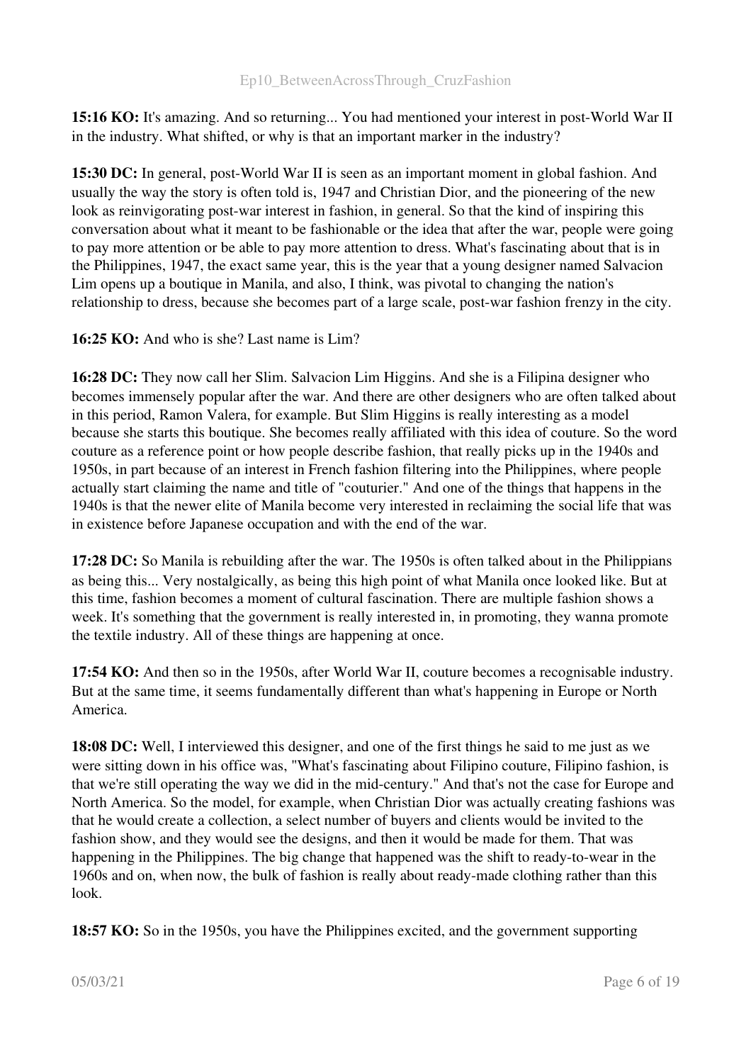**15:16 KO:** It's amazing. And so returning... You had mentioned your interest in post-World War II in the industry. What shifted, or why is that an important marker in the industry?

**15:30 DC:** In general, post-World War II is seen as an important moment in global fashion. And usually the way the story is often told is, 1947 and Christian Dior, and the pioneering of the new look as reinvigorating post-war interest in fashion, in general. So that the kind of inspiring this conversation about what it meant to be fashionable or the idea that after the war, people were going to pay more attention or be able to pay more attention to dress. What's fascinating about that is in the Philippines, 1947, the exact same year, this is the year that a young designer named Salvacion Lim opens up a boutique in Manila, and also, I think, was pivotal to changing the nation's relationship to dress, because she becomes part of a large scale, post-war fashion frenzy in the city.

**16:25 KO:** And who is she? Last name is Lim?

**16:28 DC:** They now call her Slim. Salvacion Lim Higgins. And she is a Filipina designer who becomes immensely popular after the war. And there are other designers who are often talked about in this period, Ramon Valera, for example. But Slim Higgins is really interesting as a model because she starts this boutique. She becomes really affiliated with this idea of couture. So the word couture as a reference point or how people describe fashion, that really picks up in the 1940s and 1950s, in part because of an interest in French fashion filtering into the Philippines, where people actually start claiming the name and title of "couturier." And one of the things that happens in the 1940s is that the newer elite of Manila become very interested in reclaiming the social life that was in existence before Japanese occupation and with the end of the war.

**17:28 DC:** So Manila is rebuilding after the war. The 1950s is often talked about in the Philippians as being this... Very nostalgically, as being this high point of what Manila once looked like. But at this time, fashion becomes a moment of cultural fascination. There are multiple fashion shows a week. It's something that the government is really interested in, in promoting, they wanna promote the textile industry. All of these things are happening at once.

**17:54 KO:** And then so in the 1950s, after World War II, couture becomes a recognisable industry. But at the same time, it seems fundamentally different than what's happening in Europe or North America.

**18:08 DC:** Well, I interviewed this designer, and one of the first things he said to me just as we were sitting down in his office was, "What's fascinating about Filipino couture, Filipino fashion, is that we're still operating the way we did in the mid-century." And that's not the case for Europe and North America. So the model, for example, when Christian Dior was actually creating fashions was that he would create a collection, a select number of buyers and clients would be invited to the fashion show, and they would see the designs, and then it would be made for them. That was happening in the Philippines. The big change that happened was the shift to ready-to-wear in the 1960s and on, when now, the bulk of fashion is really about ready-made clothing rather than this look.

**18:57 KO:** So in the 1950s, you have the Philippines excited, and the government supporting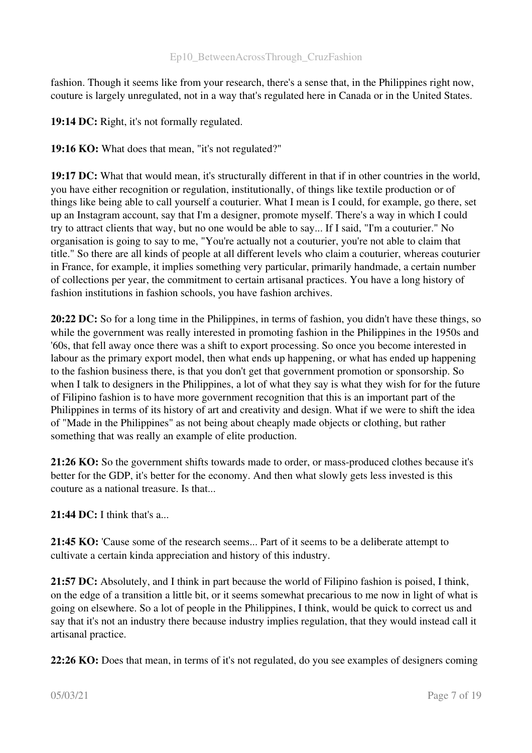fashion. Though it seems like from your research, there's a sense that, in the Philippines right now, couture is largely unregulated, not in a way that's regulated here in Canada or in the United States.

**19:14 DC:** Right, it's not formally regulated.

**19:16 KO:** What does that mean, "it's not regulated?"

**19:17 DC:** What that would mean, it's structurally different in that if in other countries in the world, you have either recognition or regulation, institutionally, of things like textile production or of things like being able to call yourself a couturier. What I mean is I could, for example, go there, set up an Instagram account, say that I'm a designer, promote myself. There's a way in which I could try to attract clients that way, but no one would be able to say... If I said, "I'm a couturier." No organisation is going to say to me, "You're actually not a couturier, you're not able to claim that title." So there are all kinds of people at all different levels who claim a couturier, whereas couturier in France, for example, it implies something very particular, primarily handmade, a certain number of collections per year, the commitment to certain artisanal practices. You have a long history of fashion institutions in fashion schools, you have fashion archives.

**20:22 DC:** So for a long time in the Philippines, in terms of fashion, you didn't have these things, so while the government was really interested in promoting fashion in the Philippines in the 1950s and '60s, that fell away once there was a shift to export processing. So once you become interested in labour as the primary export model, then what ends up happening, or what has ended up happening to the fashion business there, is that you don't get that government promotion or sponsorship. So when I talk to designers in the Philippines, a lot of what they say is what they wish for for the future of Filipino fashion is to have more government recognition that this is an important part of the Philippines in terms of its history of art and creativity and design. What if we were to shift the idea of "Made in the Philippines" as not being about cheaply made objects or clothing, but rather something that was really an example of elite production.

**21:26 KO:** So the government shifts towards made to order, or mass-produced clothes because it's better for the GDP, it's better for the economy. And then what slowly gets less invested is this couture as a national treasure. Is that...

**21:44 DC:** I think that's a...

**21:45 KO:** 'Cause some of the research seems... Part of it seems to be a deliberate attempt to cultivate a certain kinda appreciation and history of this industry.

**21:57 DC:** Absolutely, and I think in part because the world of Filipino fashion is poised, I think, on the edge of a transition a little bit, or it seems somewhat precarious to me now in light of what is going on elsewhere. So a lot of people in the Philippines, I think, would be quick to correct us and say that it's not an industry there because industry implies regulation, that they would instead call it artisanal practice.

**22:26 KO:** Does that mean, in terms of it's not regulated, do you see examples of designers coming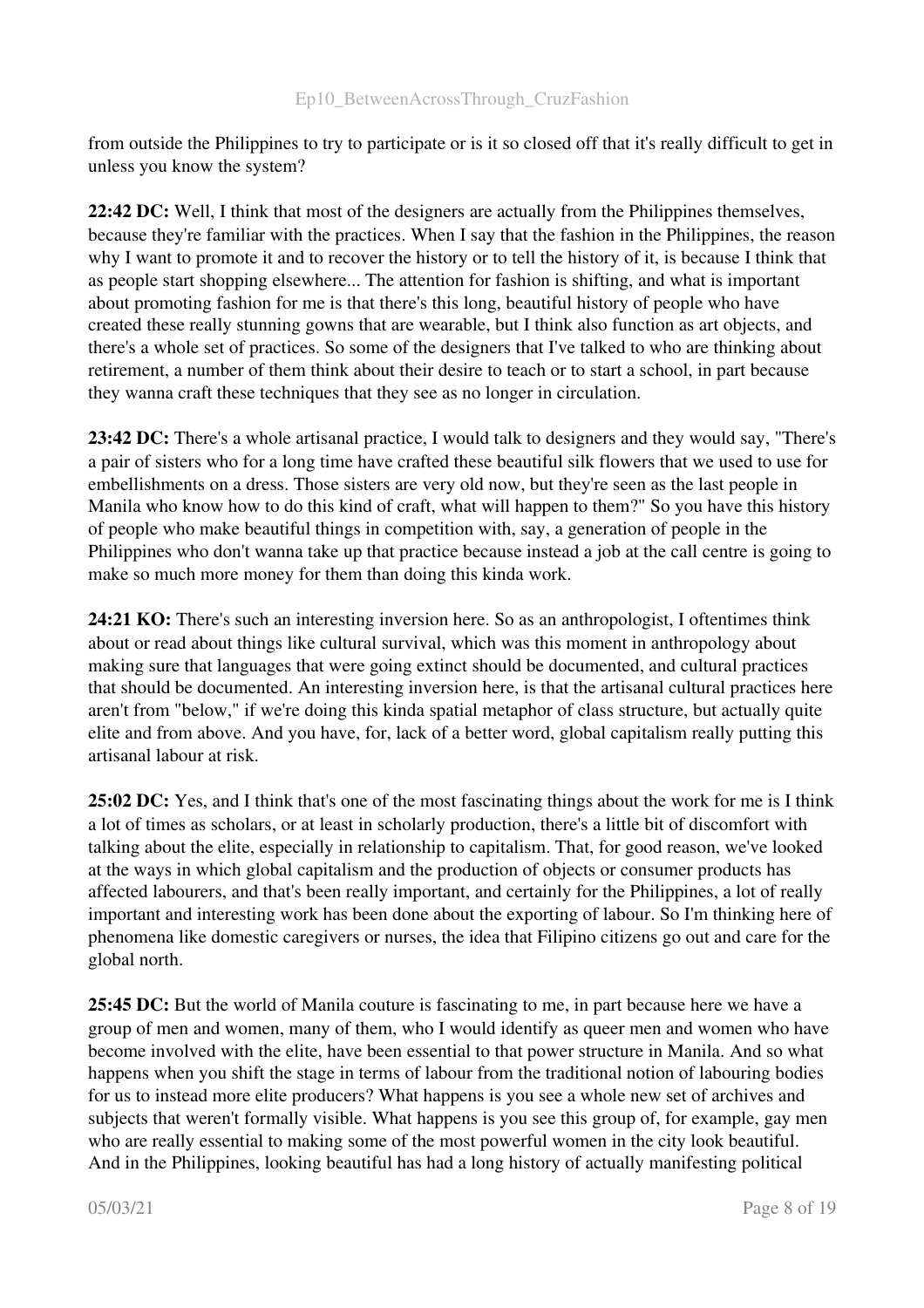from outside the Philippines to try to participate or is it so closed off that it's really difficult to get in unless you know the system?

**22:42 DC:** Well, I think that most of the designers are actually from the Philippines themselves, because they're familiar with the practices. When I say that the fashion in the Philippines, the reason why I want to promote it and to recover the history or to tell the history of it, is because I think that as people start shopping elsewhere... The attention for fashion is shifting, and what is important about promoting fashion for me is that there's this long, beautiful history of people who have created these really stunning gowns that are wearable, but I think also function as art objects, and there's a whole set of practices. So some of the designers that I've talked to who are thinking about retirement, a number of them think about their desire to teach or to start a school, in part because they wanna craft these techniques that they see as no longer in circulation.

**23:42 DC:** There's a whole artisanal practice, I would talk to designers and they would say, "There's a pair of sisters who for a long time have crafted these beautiful silk flowers that we used to use for embellishments on a dress. Those sisters are very old now, but they're seen as the last people in Manila who know how to do this kind of craft, what will happen to them?" So you have this history of people who make beautiful things in competition with, say, a generation of people in the Philippines who don't wanna take up that practice because instead a job at the call centre is going to make so much more money for them than doing this kinda work.

**24:21 KO:** There's such an interesting inversion here. So as an anthropologist, I oftentimes think about or read about things like cultural survival, which was this moment in anthropology about making sure that languages that were going extinct should be documented, and cultural practices that should be documented. An interesting inversion here, is that the artisanal cultural practices here aren't from "below," if we're doing this kinda spatial metaphor of class structure, but actually quite elite and from above. And you have, for, lack of a better word, global capitalism really putting this artisanal labour at risk.

**25:02 DC:** Yes, and I think that's one of the most fascinating things about the work for me is I think a lot of times as scholars, or at least in scholarly production, there's a little bit of discomfort with talking about the elite, especially in relationship to capitalism. That, for good reason, we've looked at the ways in which global capitalism and the production of objects or consumer products has affected labourers, and that's been really important, and certainly for the Philippines, a lot of really important and interesting work has been done about the exporting of labour. So I'm thinking here of phenomena like domestic caregivers or nurses, the idea that Filipino citizens go out and care for the global north.

**25:45 DC:** But the world of Manila couture is fascinating to me, in part because here we have a group of men and women, many of them, who I would identify as queer men and women who have become involved with the elite, have been essential to that power structure in Manila. And so what happens when you shift the stage in terms of labour from the traditional notion of labouring bodies for us to instead more elite producers? What happens is you see a whole new set of archives and subjects that weren't formally visible. What happens is you see this group of, for example, gay men who are really essential to making some of the most powerful women in the city look beautiful. And in the Philippines, looking beautiful has had a long history of actually manifesting political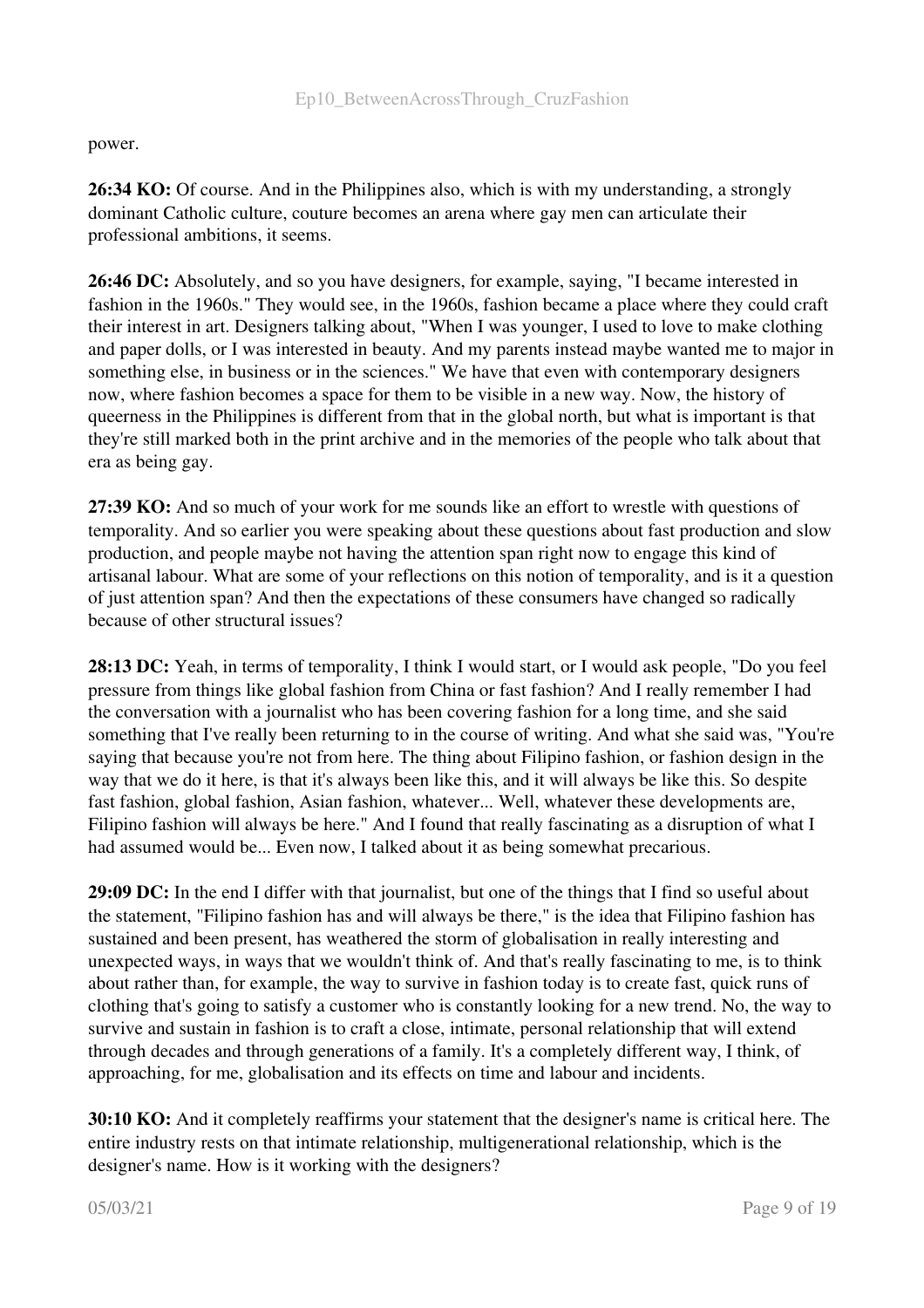power.

**26:34 KO:** Of course. And in the Philippines also, which is with my understanding, a strongly dominant Catholic culture, couture becomes an arena where gay men can articulate their professional ambitions, it seems.

**26:46 DC:** Absolutely, and so you have designers, for example, saying, "I became interested in fashion in the 1960s." They would see, in the 1960s, fashion became a place where they could craft their interest in art. Designers talking about, "When I was younger, I used to love to make clothing and paper dolls, or I was interested in beauty. And my parents instead maybe wanted me to major in something else, in business or in the sciences." We have that even with contemporary designers now, where fashion becomes a space for them to be visible in a new way. Now, the history of queerness in the Philippines is different from that in the global north, but what is important is that they're still marked both in the print archive and in the memories of the people who talk about that era as being gay.

**27:39 KO:** And so much of your work for me sounds like an effort to wrestle with questions of temporality. And so earlier you were speaking about these questions about fast production and slow production, and people maybe not having the attention span right now to engage this kind of artisanal labour. What are some of your reflections on this notion of temporality, and is it a question of just attention span? And then the expectations of these consumers have changed so radically because of other structural issues?

**28:13 DC:** Yeah, in terms of temporality, I think I would start, or I would ask people, "Do you feel pressure from things like global fashion from China or fast fashion? And I really remember I had the conversation with a journalist who has been covering fashion for a long time, and she said something that I've really been returning to in the course of writing. And what she said was, "You're saying that because you're not from here. The thing about Filipino fashion, or fashion design in the way that we do it here, is that it's always been like this, and it will always be like this. So despite fast fashion, global fashion, Asian fashion, whatever... Well, whatever these developments are, Filipino fashion will always be here." And I found that really fascinating as a disruption of what I had assumed would be... Even now, I talked about it as being somewhat precarious.

**29:09 DC:** In the end I differ with that journalist, but one of the things that I find so useful about the statement, "Filipino fashion has and will always be there," is the idea that Filipino fashion has sustained and been present, has weathered the storm of globalisation in really interesting and unexpected ways, in ways that we wouldn't think of. And that's really fascinating to me, is to think about rather than, for example, the way to survive in fashion today is to create fast, quick runs of clothing that's going to satisfy a customer who is constantly looking for a new trend. No, the way to survive and sustain in fashion is to craft a close, intimate, personal relationship that will extend through decades and through generations of a family. It's a completely different way, I think, of approaching, for me, globalisation and its effects on time and labour and incidents.

**30:10 KO:** And it completely reaffirms your statement that the designer's name is critical here. The entire industry rests on that intimate relationship, multigenerational relationship, which is the designer's name. How is it working with the designers?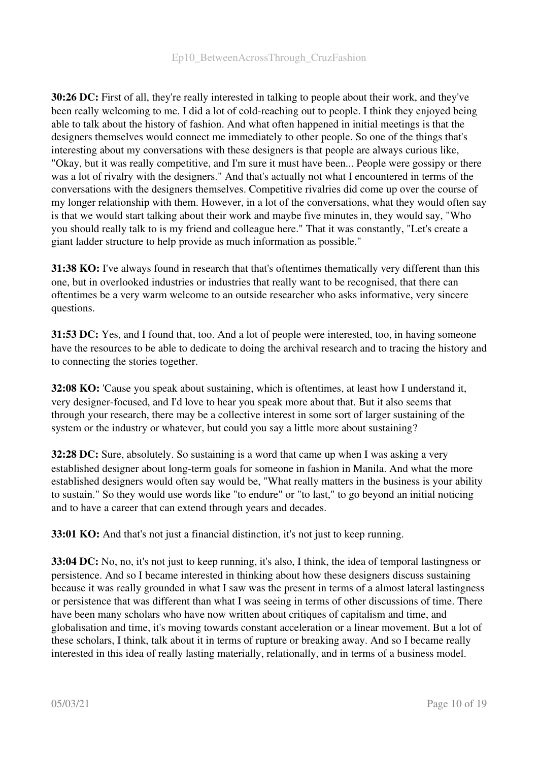**30:26 DC:** First of all, they're really interested in talking to people about their work, and they've been really welcoming to me. I did a lot of cold-reaching out to people. I think they enjoyed being able to talk about the history of fashion. And what often happened in initial meetings is that the designers themselves would connect me immediately to other people. So one of the things that's interesting about my conversations with these designers is that people are always curious like, "Okay, but it was really competitive, and I'm sure it must have been... People were gossipy or there was a lot of rivalry with the designers." And that's actually not what I encountered in terms of the conversations with the designers themselves. Competitive rivalries did come up over the course of my longer relationship with them. However, in a lot of the conversations, what they would often say is that we would start talking about their work and maybe five minutes in, they would say, "Who you should really talk to is my friend and colleague here." That it was constantly, "Let's create a giant ladder structure to help provide as much information as possible."

**31:38 KO:** I've always found in research that that's oftentimes thematically very different than this one, but in overlooked industries or industries that really want to be recognised, that there can oftentimes be a very warm welcome to an outside researcher who asks informative, very sincere questions.

**31:53 DC:** Yes, and I found that, too. And a lot of people were interested, too, in having someone have the resources to be able to dedicate to doing the archival research and to tracing the history and to connecting the stories together.

**32:08 KO:** 'Cause you speak about sustaining, which is oftentimes, at least how I understand it, very designer-focused, and I'd love to hear you speak more about that. But it also seems that through your research, there may be a collective interest in some sort of larger sustaining of the system or the industry or whatever, but could you say a little more about sustaining?

**32:28 DC:** Sure, absolutely. So sustaining is a word that came up when I was asking a very established designer about long-term goals for someone in fashion in Manila. And what the more established designers would often say would be, "What really matters in the business is your ability to sustain." So they would use words like "to endure" or "to last," to go beyond an initial noticing and to have a career that can extend through years and decades.

**33:01 KO:** And that's not just a financial distinction, it's not just to keep running.

**33:04 DC:** No, no, it's not just to keep running, it's also, I think, the idea of temporal lastingness or persistence. And so I became interested in thinking about how these designers discuss sustaining because it was really grounded in what I saw was the present in terms of a almost lateral lastingness or persistence that was different than what I was seeing in terms of other discussions of time. There have been many scholars who have now written about critiques of capitalism and time, and globalisation and time, it's moving towards constant acceleration or a linear movement. But a lot of these scholars, I think, talk about it in terms of rupture or breaking away. And so I became really interested in this idea of really lasting materially, relationally, and in terms of a business model.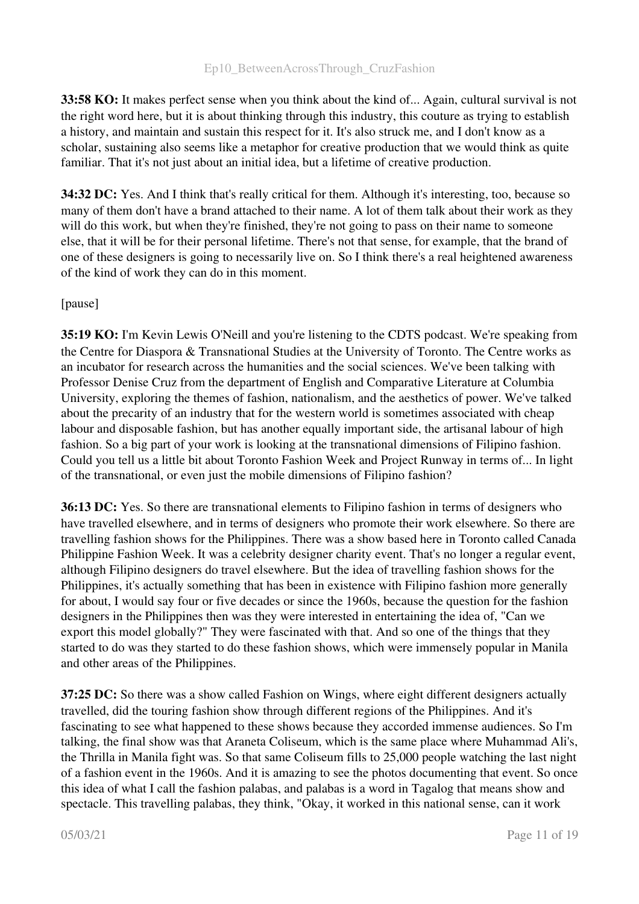**33:58 KO:** It makes perfect sense when you think about the kind of... Again, cultural survival is not the right word here, but it is about thinking through this industry, this couture as trying to establish a history, and maintain and sustain this respect for it. It's also struck me, and I don't know as a scholar, sustaining also seems like a metaphor for creative production that we would think as quite familiar. That it's not just about an initial idea, but a lifetime of creative production.

**34:32 DC:** Yes. And I think that's really critical for them. Although it's interesting, too, because so many of them don't have a brand attached to their name. A lot of them talk about their work as they will do this work, but when they're finished, they're not going to pass on their name to someone else, that it will be for their personal lifetime. There's not that sense, for example, that the brand of one of these designers is going to necessarily live on. So I think there's a real heightened awareness of the kind of work they can do in this moment.

[pause]

**35:19 KO:** I'm Kevin Lewis O'Neill and you're listening to the CDTS podcast. We're speaking from the Centre for Diaspora & Transnational Studies at the University of Toronto. The Centre works as an incubator for research across the humanities and the social sciences. We've been talking with Professor Denise Cruz from the department of English and Comparative Literature at Columbia University, exploring the themes of fashion, nationalism, and the aesthetics of power. We've talked about the precarity of an industry that for the western world is sometimes associated with cheap labour and disposable fashion, but has another equally important side, the artisanal labour of high fashion. So a big part of your work is looking at the transnational dimensions of Filipino fashion. Could you tell us a little bit about Toronto Fashion Week and Project Runway in terms of... In light of the transnational, or even just the mobile dimensions of Filipino fashion?

**36:13 DC:** Yes. So there are transnational elements to Filipino fashion in terms of designers who have travelled elsewhere, and in terms of designers who promote their work elsewhere. So there are travelling fashion shows for the Philippines. There was a show based here in Toronto called Canada Philippine Fashion Week. It was a celebrity designer charity event. That's no longer a regular event, although Filipino designers do travel elsewhere. But the idea of travelling fashion shows for the Philippines, it's actually something that has been in existence with Filipino fashion more generally for about, I would say four or five decades or since the 1960s, because the question for the fashion designers in the Philippines then was they were interested in entertaining the idea of, "Can we export this model globally?" They were fascinated with that. And so one of the things that they started to do was they started to do these fashion shows, which were immensely popular in Manila and other areas of the Philippines.

**37:25 DC:** So there was a show called Fashion on Wings, where eight different designers actually travelled, did the touring fashion show through different regions of the Philippines. And it's fascinating to see what happened to these shows because they accorded immense audiences. So I'm talking, the final show was that Araneta Coliseum, which is the same place where Muhammad Ali's, the Thrilla in Manila fight was. So that same Coliseum fills to 25,000 people watching the last night of a fashion event in the 1960s. And it is amazing to see the photos documenting that event. So once this idea of what I call the fashion palabas, and palabas is a word in Tagalog that means show and spectacle. This travelling palabas, they think, "Okay, it worked in this national sense, can it work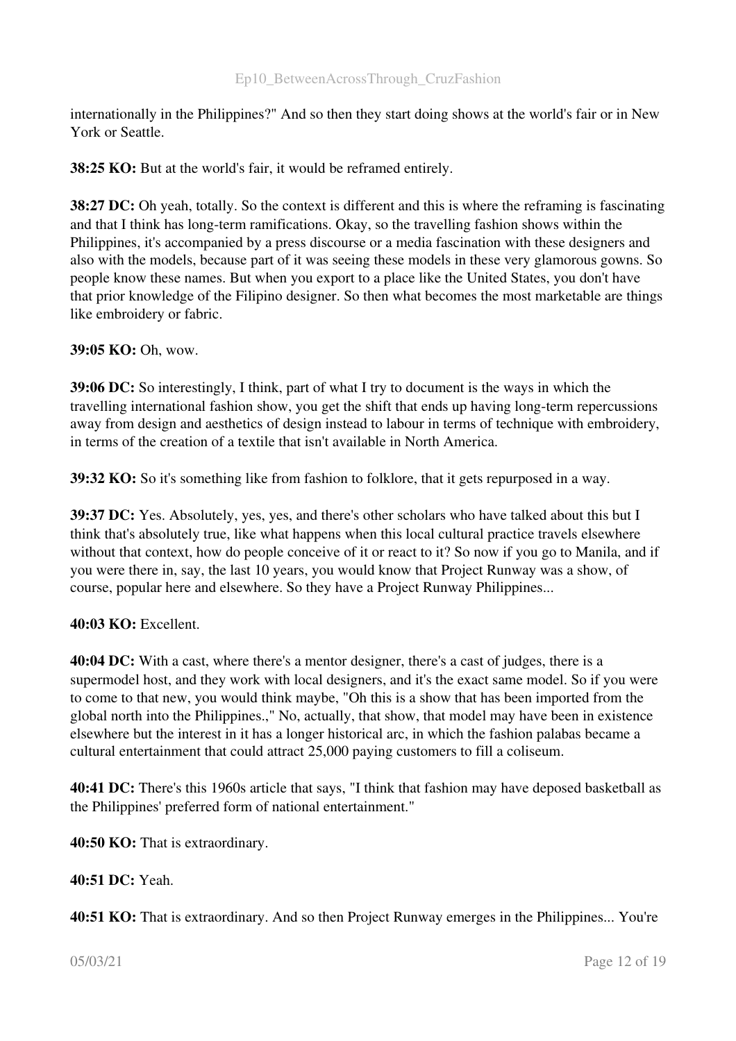internationally in the Philippines?" And so then they start doing shows at the world's fair or in New York or Seattle.

**38:25 KO:** But at the world's fair, it would be reframed entirely.

**38:27 DC:** Oh yeah, totally. So the context is different and this is where the reframing is fascinating and that I think has long-term ramifications. Okay, so the travelling fashion shows within the Philippines, it's accompanied by a press discourse or a media fascination with these designers and also with the models, because part of it was seeing these models in these very glamorous gowns. So people know these names. But when you export to a place like the United States, you don't have that prior knowledge of the Filipino designer. So then what becomes the most marketable are things like embroidery or fabric.

**39:05 KO:** Oh, wow.

**39:06 DC:** So interestingly, I think, part of what I try to document is the ways in which the travelling international fashion show, you get the shift that ends up having long-term repercussions away from design and aesthetics of design instead to labour in terms of technique with embroidery, in terms of the creation of a textile that isn't available in North America.

**39:32 KO:** So it's something like from fashion to folklore, that it gets repurposed in a way.

**39:37 DC:** Yes. Absolutely, yes, yes, and there's other scholars who have talked about this but I think that's absolutely true, like what happens when this local cultural practice travels elsewhere without that context, how do people conceive of it or react to it? So now if you go to Manila, and if you were there in, say, the last 10 years, you would know that Project Runway was a show, of course, popular here and elsewhere. So they have a Project Runway Philippines...

**40:03 KO:** Excellent.

**40:04 DC:** With a cast, where there's a mentor designer, there's a cast of judges, there is a supermodel host, and they work with local designers, and it's the exact same model. So if you were to come to that new, you would think maybe, "Oh this is a show that has been imported from the global north into the Philippines.," No, actually, that show, that model may have been in existence elsewhere but the interest in it has a longer historical arc, in which the fashion palabas became a cultural entertainment that could attract 25,000 paying customers to fill a coliseum.

**40:41 DC:** There's this 1960s article that says, "I think that fashion may have deposed basketball as the Philippines' preferred form of national entertainment."

**40:50 KO:** That is extraordinary.

**40:51 DC:** Yeah.

**40:51 KO:** That is extraordinary. And so then Project Runway emerges in the Philippines... You're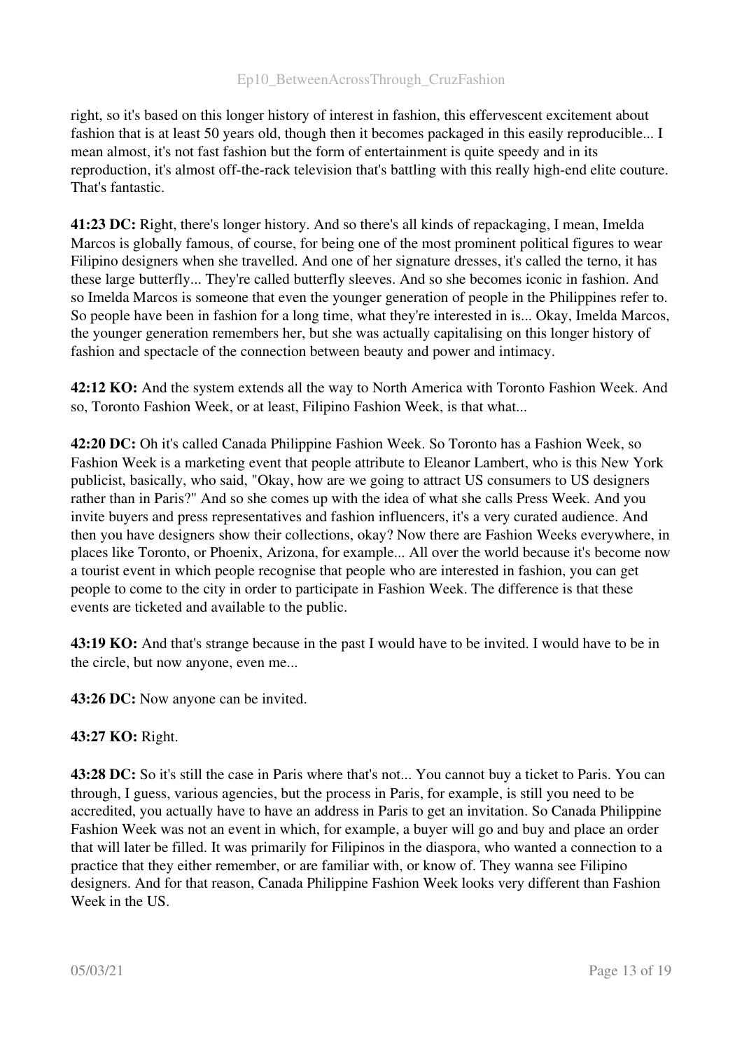right, so it's based on this longer history of interest in fashion, this effervescent excitement about fashion that is at least 50 years old, though then it becomes packaged in this easily reproducible... I mean almost, it's not fast fashion but the form of entertainment is quite speedy and in its reproduction, it's almost off-the-rack television that's battling with this really high-end elite couture. That's fantastic.

**41:23 DC:** Right, there's longer history. And so there's all kinds of repackaging, I mean, Imelda Marcos is globally famous, of course, for being one of the most prominent political figures to wear Filipino designers when she travelled. And one of her signature dresses, it's called the terno, it has these large butterfly... They're called butterfly sleeves. And so she becomes iconic in fashion. And so Imelda Marcos is someone that even the younger generation of people in the Philippines refer to. So people have been in fashion for a long time, what they're interested in is... Okay, Imelda Marcos, the younger generation remembers her, but she was actually capitalising on this longer history of fashion and spectacle of the connection between beauty and power and intimacy.

**42:12 KO:** And the system extends all the way to North America with Toronto Fashion Week. And so, Toronto Fashion Week, or at least, Filipino Fashion Week, is that what...

**42:20 DC:** Oh it's called Canada Philippine Fashion Week. So Toronto has a Fashion Week, so Fashion Week is a marketing event that people attribute to Eleanor Lambert, who is this New York publicist, basically, who said, "Okay, how are we going to attract US consumers to US designers rather than in Paris?" And so she comes up with the idea of what she calls Press Week. And you invite buyers and press representatives and fashion influencers, it's a very curated audience. And then you have designers show their collections, okay? Now there are Fashion Weeks everywhere, in places like Toronto, or Phoenix, Arizona, for example... All over the world because it's become now a tourist event in which people recognise that people who are interested in fashion, you can get people to come to the city in order to participate in Fashion Week. The difference is that these events are ticketed and available to the public.

**43:19 KO:** And that's strange because in the past I would have to be invited. I would have to be in the circle, but now anyone, even me...

**43:26 DC:** Now anyone can be invited.

**43:27 KO:** Right.

**43:28 DC:** So it's still the case in Paris where that's not... You cannot buy a ticket to Paris. You can through, I guess, various agencies, but the process in Paris, for example, is still you need to be accredited, you actually have to have an address in Paris to get an invitation. So Canada Philippine Fashion Week was not an event in which, for example, a buyer will go and buy and place an order that will later be filled. It was primarily for Filipinos in the diaspora, who wanted a connection to a practice that they either remember, or are familiar with, or know of. They wanna see Filipino designers. And for that reason, Canada Philippine Fashion Week looks very different than Fashion Week in the US.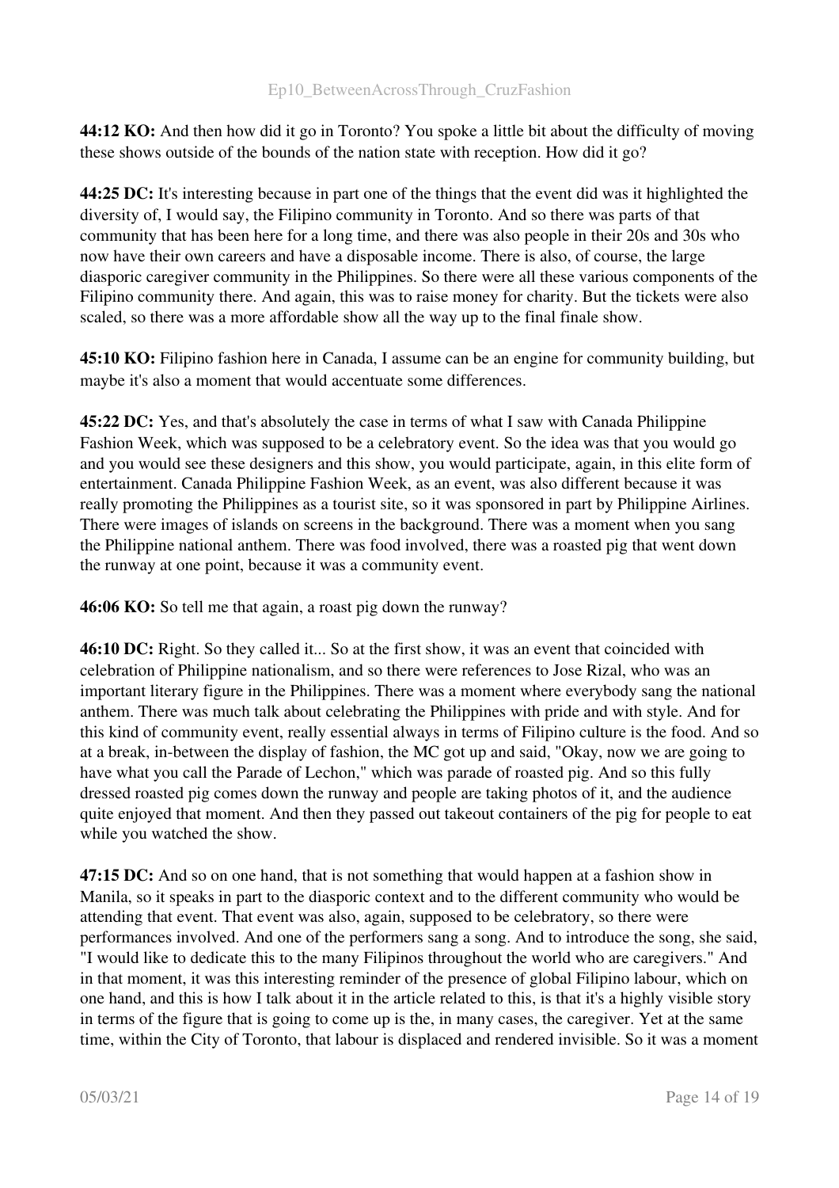**44:12 KO:** And then how did it go in Toronto? You spoke a little bit about the difficulty of moving these shows outside of the bounds of the nation state with reception. How did it go?

**44:25 DC:** It's interesting because in part one of the things that the event did was it highlighted the diversity of, I would say, the Filipino community in Toronto. And so there was parts of that community that has been here for a long time, and there was also people in their 20s and 30s who now have their own careers and have a disposable income. There is also, of course, the large diasporic caregiver community in the Philippines. So there were all these various components of the Filipino community there. And again, this was to raise money for charity. But the tickets were also scaled, so there was a more affordable show all the way up to the final finale show.

**45:10 KO:** Filipino fashion here in Canada, I assume can be an engine for community building, but maybe it's also a moment that would accentuate some differences.

**45:22 DC:** Yes, and that's absolutely the case in terms of what I saw with Canada Philippine Fashion Week, which was supposed to be a celebratory event. So the idea was that you would go and you would see these designers and this show, you would participate, again, in this elite form of entertainment. Canada Philippine Fashion Week, as an event, was also different because it was really promoting the Philippines as a tourist site, so it was sponsored in part by Philippine Airlines. There were images of islands on screens in the background. There was a moment when you sang the Philippine national anthem. There was food involved, there was a roasted pig that went down the runway at one point, because it was a community event.

**46:06 KO:** So tell me that again, a roast pig down the runway?

**46:10 DC:** Right. So they called it... So at the first show, it was an event that coincided with celebration of Philippine nationalism, and so there were references to Jose Rizal, who was an important literary figure in the Philippines. There was a moment where everybody sang the national anthem. There was much talk about celebrating the Philippines with pride and with style. And for this kind of community event, really essential always in terms of Filipino culture is the food. And so at a break, in-between the display of fashion, the MC got up and said, "Okay, now we are going to have what you call the Parade of Lechon," which was parade of roasted pig. And so this fully dressed roasted pig comes down the runway and people are taking photos of it, and the audience quite enjoyed that moment. And then they passed out takeout containers of the pig for people to eat while you watched the show.

**47:15 DC:** And so on one hand, that is not something that would happen at a fashion show in Manila, so it speaks in part to the diasporic context and to the different community who would be attending that event. That event was also, again, supposed to be celebratory, so there were performances involved. And one of the performers sang a song. And to introduce the song, she said, "I would like to dedicate this to the many Filipinos throughout the world who are caregivers." And in that moment, it was this interesting reminder of the presence of global Filipino labour, which on one hand, and this is how I talk about it in the article related to this, is that it's a highly visible story in terms of the figure that is going to come up is the, in many cases, the caregiver. Yet at the same time, within the City of Toronto, that labour is displaced and rendered invisible. So it was a moment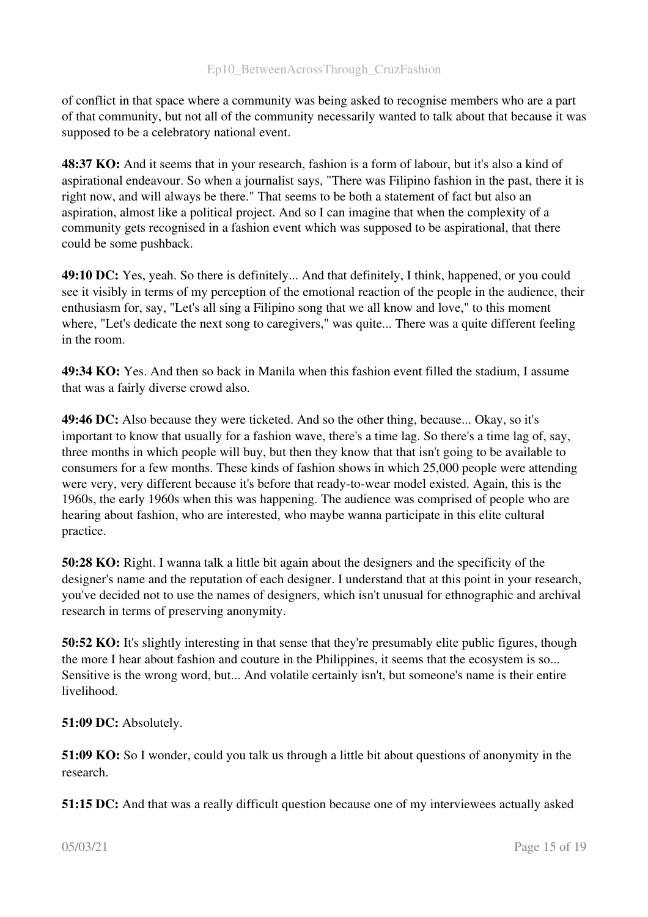of conflict in that space where a community was being asked to recognise members who are a part of that community, but not all of the community necessarily wanted to talk about that because it was supposed to be a celebratory national event.

**48:37 KO:** And it seems that in your research, fashion is a form of labour, but it's also a kind of aspirational endeavour. So when a journalist says, "There was Filipino fashion in the past, there it is right now, and will always be there." That seems to be both a statement of fact but also an aspiration, almost like a political project. And so I can imagine that when the complexity of a community gets recognised in a fashion event which was supposed to be aspirational, that there could be some pushback.

**49:10 DC:** Yes, yeah. So there is definitely... And that definitely, I think, happened, or you could see it visibly in terms of my perception of the emotional reaction of the people in the audience, their enthusiasm for, say, "Let's all sing a Filipino song that we all know and love," to this moment where, "Let's dedicate the next song to caregivers," was quite... There was a quite different feeling in the room.

**49:34 KO:** Yes. And then so back in Manila when this fashion event filled the stadium, I assume that was a fairly diverse crowd also.

**49:46 DC:** Also because they were ticketed. And so the other thing, because... Okay, so it's important to know that usually for a fashion wave, there's a time lag. So there's a time lag of, say, three months in which people will buy, but then they know that that isn't going to be available to consumers for a few months. These kinds of fashion shows in which 25,000 people were attending were very, very different because it's before that ready-to-wear model existed. Again, this is the 1960s, the early 1960s when this was happening. The audience was comprised of people who are hearing about fashion, who are interested, who maybe wanna participate in this elite cultural practice.

**50:28 KO:** Right. I wanna talk a little bit again about the designers and the specificity of the designer's name and the reputation of each designer. I understand that at this point in your research, you've decided not to use the names of designers, which isn't unusual for ethnographic and archival research in terms of preserving anonymity.

**50:52 KO:** It's slightly interesting in that sense that they're presumably elite public figures, though the more I hear about fashion and couture in the Philippines, it seems that the ecosystem is so... Sensitive is the wrong word, but... And volatile certainly isn't, but someone's name is their entire livelihood.

**51:09 DC:** Absolutely.

**51:09 KO:** So I wonder, could you talk us through a little bit about questions of anonymity in the research.

**51:15 DC:** And that was a really difficult question because one of my interviewees actually asked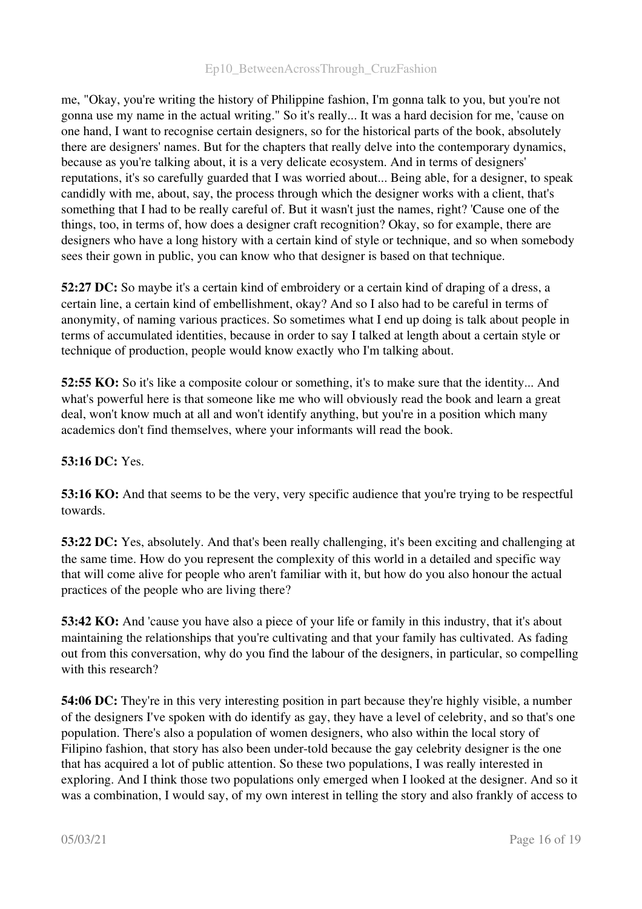me, "Okay, you're writing the history of Philippine fashion, I'm gonna talk to you, but you're not gonna use my name in the actual writing." So it's really... It was a hard decision for me, 'cause on one hand, I want to recognise certain designers, so for the historical parts of the book, absolutely there are designers' names. But for the chapters that really delve into the contemporary dynamics, because as you're talking about, it is a very delicate ecosystem. And in terms of designers' reputations, it's so carefully guarded that I was worried about... Being able, for a designer, to speak candidly with me, about, say, the process through which the designer works with a client, that's something that I had to be really careful of. But it wasn't just the names, right? 'Cause one of the things, too, in terms of, how does a designer craft recognition? Okay, so for example, there are designers who have a long history with a certain kind of style or technique, and so when somebody sees their gown in public, you can know who that designer is based on that technique.

**52:27 DC:** So maybe it's a certain kind of embroidery or a certain kind of draping of a dress, a certain line, a certain kind of embellishment, okay? And so I also had to be careful in terms of anonymity, of naming various practices. So sometimes what I end up doing is talk about people in terms of accumulated identities, because in order to say I talked at length about a certain style or technique of production, people would know exactly who I'm talking about.

**52:55 KO:** So it's like a composite colour or something, it's to make sure that the identity... And what's powerful here is that someone like me who will obviously read the book and learn a great deal, won't know much at all and won't identify anything, but you're in a position which many academics don't find themselves, where your informants will read the book.

**53:16 DC:** Yes.

**53:16 KO:** And that seems to be the very, very specific audience that you're trying to be respectful towards.

**53:22 DC:** Yes, absolutely. And that's been really challenging, it's been exciting and challenging at the same time. How do you represent the complexity of this world in a detailed and specific way that will come alive for people who aren't familiar with it, but how do you also honour the actual practices of the people who are living there?

**53:42 KO:** And 'cause you have also a piece of your life or family in this industry, that it's about maintaining the relationships that you're cultivating and that your family has cultivated. As fading out from this conversation, why do you find the labour of the designers, in particular, so compelling with this research?

**54:06 DC:** They're in this very interesting position in part because they're highly visible, a number of the designers I've spoken with do identify as gay, they have a level of celebrity, and so that's one population. There's also a population of women designers, who also within the local story of Filipino fashion, that story has also been under-told because the gay celebrity designer is the one that has acquired a lot of public attention. So these two populations, I was really interested in exploring. And I think those two populations only emerged when I looked at the designer. And so it was a combination, I would say, of my own interest in telling the story and also frankly of access to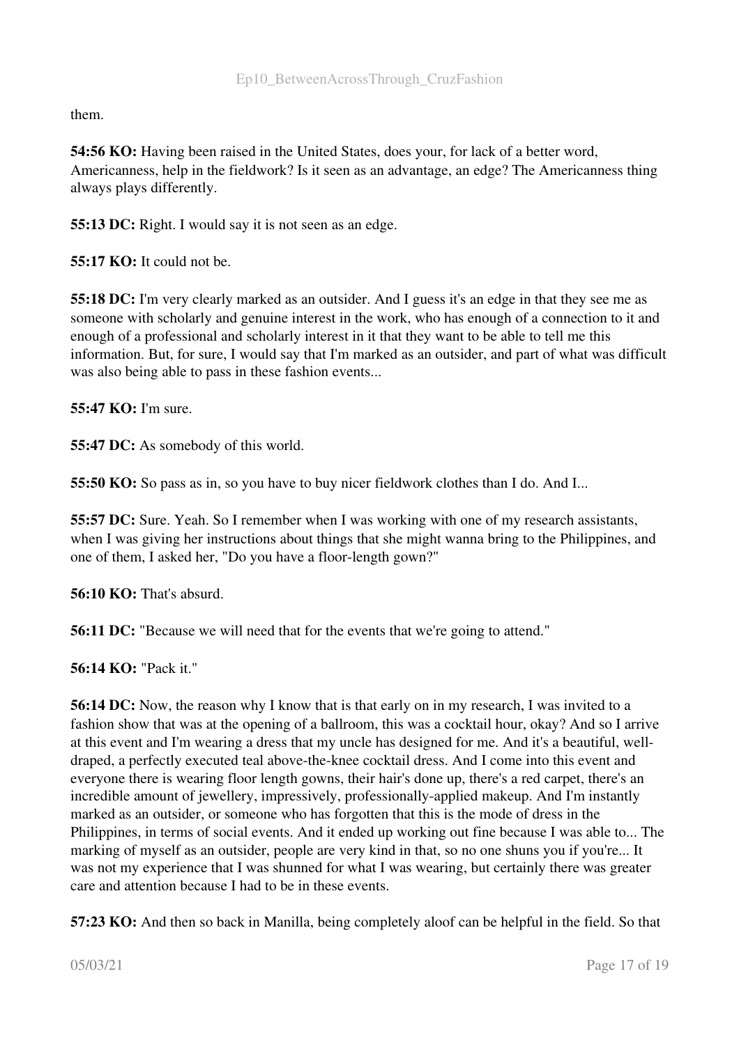them.

**54:56 KO:** Having been raised in the United States, does your, for lack of a better word, Americanness, help in the fieldwork? Is it seen as an advantage, an edge? The Americanness thing always plays differently.

**55:13 DC:** Right. I would say it is not seen as an edge.

**55:17 KO:** It could not be.

**55:18 DC:** I'm very clearly marked as an outsider. And I guess it's an edge in that they see me as someone with scholarly and genuine interest in the work, who has enough of a connection to it and enough of a professional and scholarly interest in it that they want to be able to tell me this information. But, for sure, I would say that I'm marked as an outsider, and part of what was difficult was also being able to pass in these fashion events...

**55:47 KO:** I'm sure.

**55:47 DC:** As somebody of this world.

**55:50 KO:** So pass as in, so you have to buy nicer fieldwork clothes than I do. And I...

**55:57 DC:** Sure. Yeah. So I remember when I was working with one of my research assistants, when I was giving her instructions about things that she might wanna bring to the Philippines, and one of them, I asked her, "Do you have a floor-length gown?"

**56:10 KO:** That's absurd.

**56:11 DC:** "Because we will need that for the events that we're going to attend."

**56:14 KO:** "Pack it."

**56:14 DC:** Now, the reason why I know that is that early on in my research, I was invited to a fashion show that was at the opening of a ballroom, this was a cocktail hour, okay? And so I arrive at this event and I'm wearing a dress that my uncle has designed for me. And it's a beautiful, well-draped, a perfectly executed teal above-the-knee cocktail dress. And I come into this event and everyone there is wearing floor length gowns, their hair's done up, there's a red carpet, there's an incredible amount of jewellery, impressively, professionally-applied makeup. And I'm instantly marked as an outsider, or someone who has forgotten that this is the mode of dress in the Philippines, in terms of social events. And it ended up working out fine because I was able to... The marking of myself as an outsider, people are very kind in that, so no one shuns you if you're... It was not my experience that I was shunned for what I was wearing, but certainly there was greater care and attention because I had to be in these events.

**57:23 KO:** And then so back in Manilla, being completely aloof can be helpful in the field. So that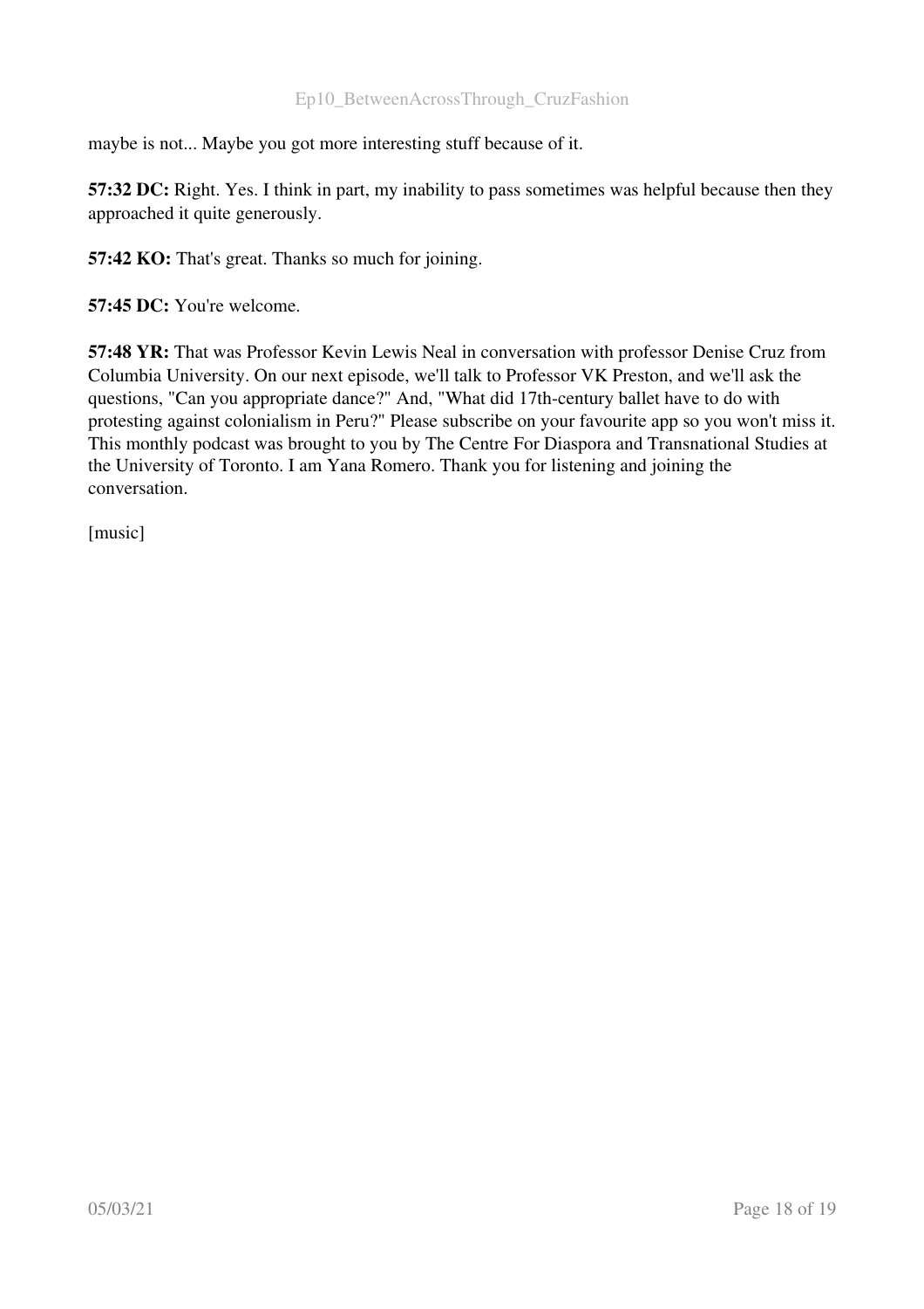maybe is not... Maybe you got more interesting stuff because of it.

**57:32 DC:** Right. Yes. I think in part, my inability to pass sometimes was helpful because then they approached it quite generously.

**57:42 KO:** That's great. Thanks so much for joining.

**57:45 DC:** You're welcome.

**57:48 YR:** That was Professor Kevin Lewis Neal in conversation with professor Denise Cruz from Columbia University. On our next episode, we'll talk to Professor VK Preston, and we'll ask the questions, "Can you appropriate dance?" And, "What did 17th-century ballet have to do with protesting against colonialism in Peru?" Please subscribe on your favourite app so you won't miss it. This monthly podcast was brought to you by The Centre For Diaspora and Transnational Studies at the University of Toronto. I am Yana Romero. Thank you for listening and joining the conversation.

[music]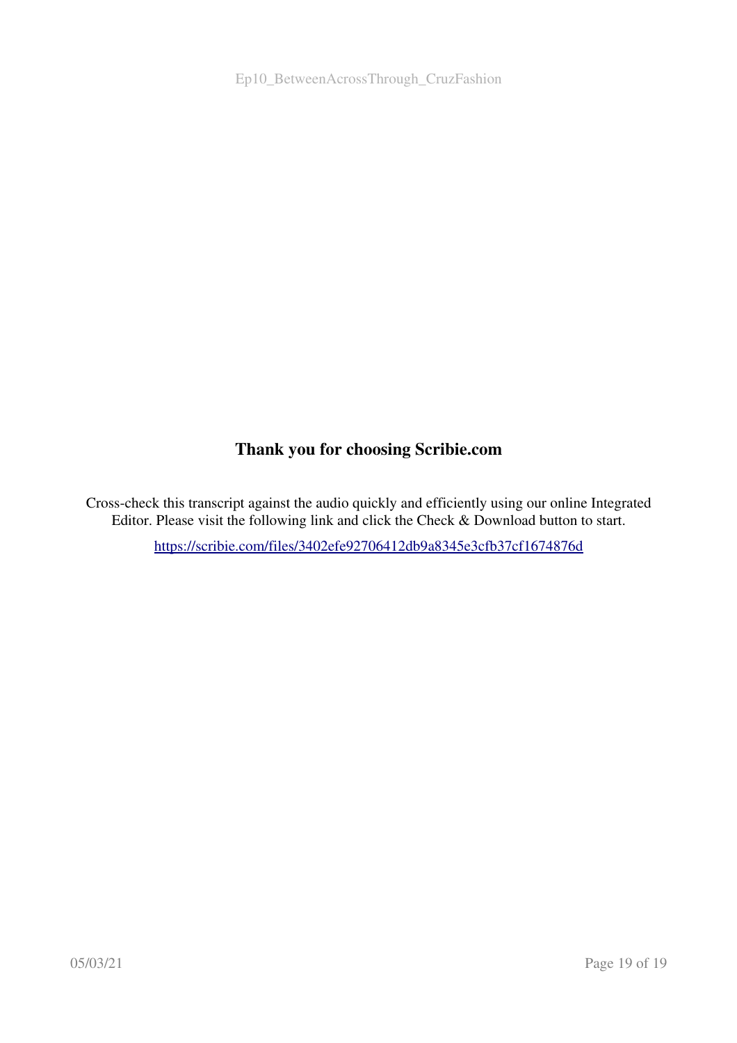**Thank you for choosing Scribie.com**

Cross-check this transcript against the audio quickly and efficiently using our online Integrated Editor. Please visit the following link and click the Check & Download button to start.

https://scribie.com/files/3402efe92706412db9a8345e3cfb37cf1674876d